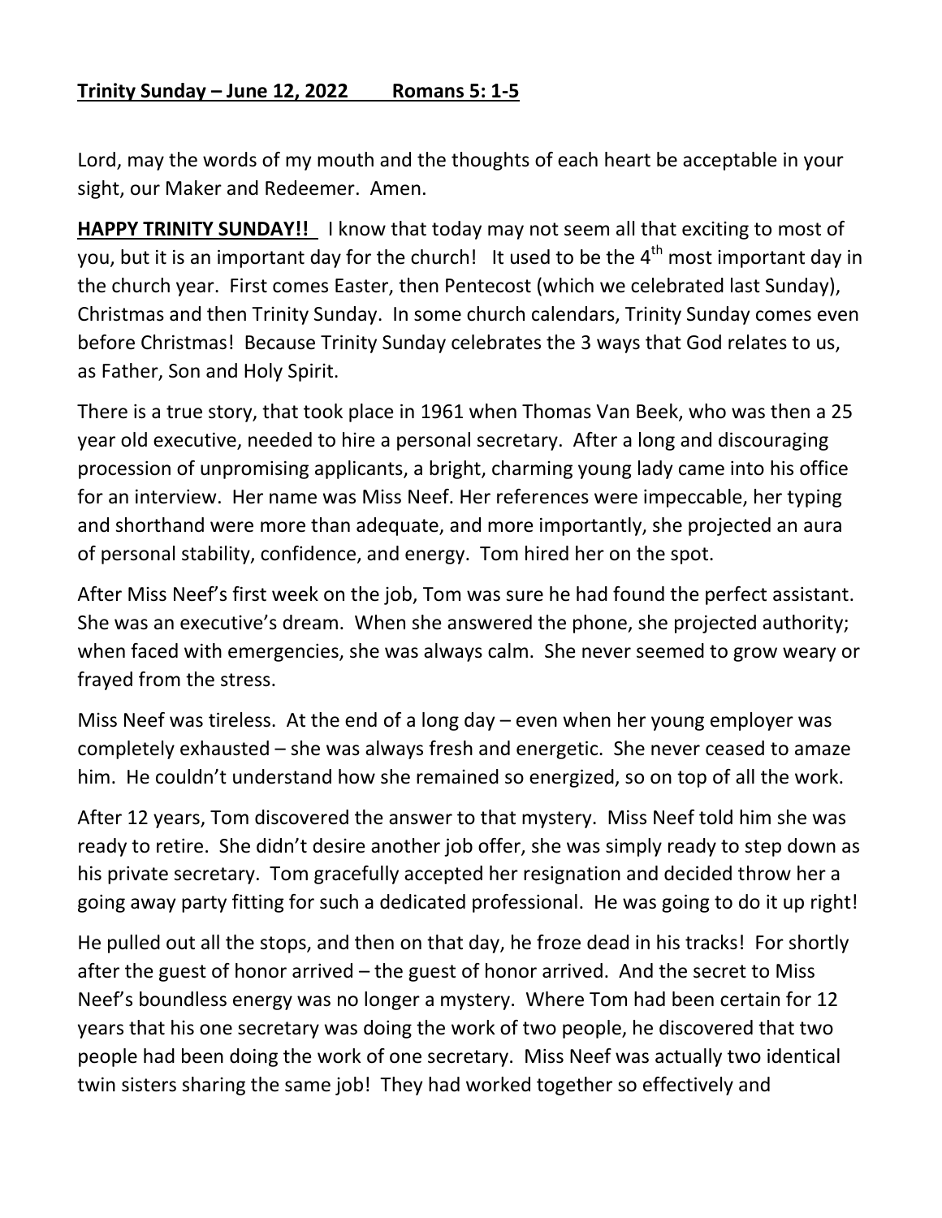**Trinity Sunday – June 12, 2022 Romans 5: 1-5**

Lord, may the words of my mouth and the thoughts of each heart be acceptable in your sight, our Maker and Redeemer. Amen.

**HAPPY TRINITY SUNDAY!!** I know that today may not seem all that exciting to most of you, but it is an important day for the church! It used to be the 4th most important day in the church year. First comes Easter, then Pentecost (which we celebrated last Sunday), Christmas and then Trinity Sunday. In some church calendars, Trinity Sunday comes even before Christmas! Because Trinity Sunday celebrates the 3 ways that God relates to us, as Father, Son and Holy Spirit.

There is a true story, that took place in 1961 when Thomas Van Beek, who was then a 25 year old executive, needed to hire a personal secretary. After a long and discouraging procession of unpromising applicants, a bright, charming young lady came into his office for an interview. Her name was Miss Neef. Her references were impeccable, her typing and shorthand were more than adequate, and more importantly, she projected an aura of personal stability, confidence, and energy. Tom hired her on the spot.

After Miss Neef's first week on the job, Tom was sure he had found the perfect assistant. She was an executive's dream. When she answered the phone, she projected authority; when faced with emergencies, she was always calm. She never seemed to grow weary or frayed from the stress.

Miss Neef was tireless. At the end of a long day – even when her young employer was completely exhausted – she was always fresh and energetic. She never ceased to amaze him. He couldn't understand how she remained so energized, so on top of all the work.

After 12 years, Tom discovered the answer to that mystery. Miss Neef told him she was ready to retire. She didn't desire another job offer, she was simply ready to step down as his private secretary. Tom gracefully accepted her resignation and decided throw her a going away party fitting for such a dedicated professional. He was going to do it up right!

He pulled out all the stops, and then on that day, he froze dead in his tracks! For shortly after the guest of honor arrived – the guest of honor arrived. And the secret to Miss Neef's boundless energy was no longer a mystery. Where Tom had been certain for 12 years that his one secretary was doing the work of two people, he discovered that two people had been doing the work of one secretary. Miss Neef was actually two identical twin sisters sharing the same job! They had worked together so effectively and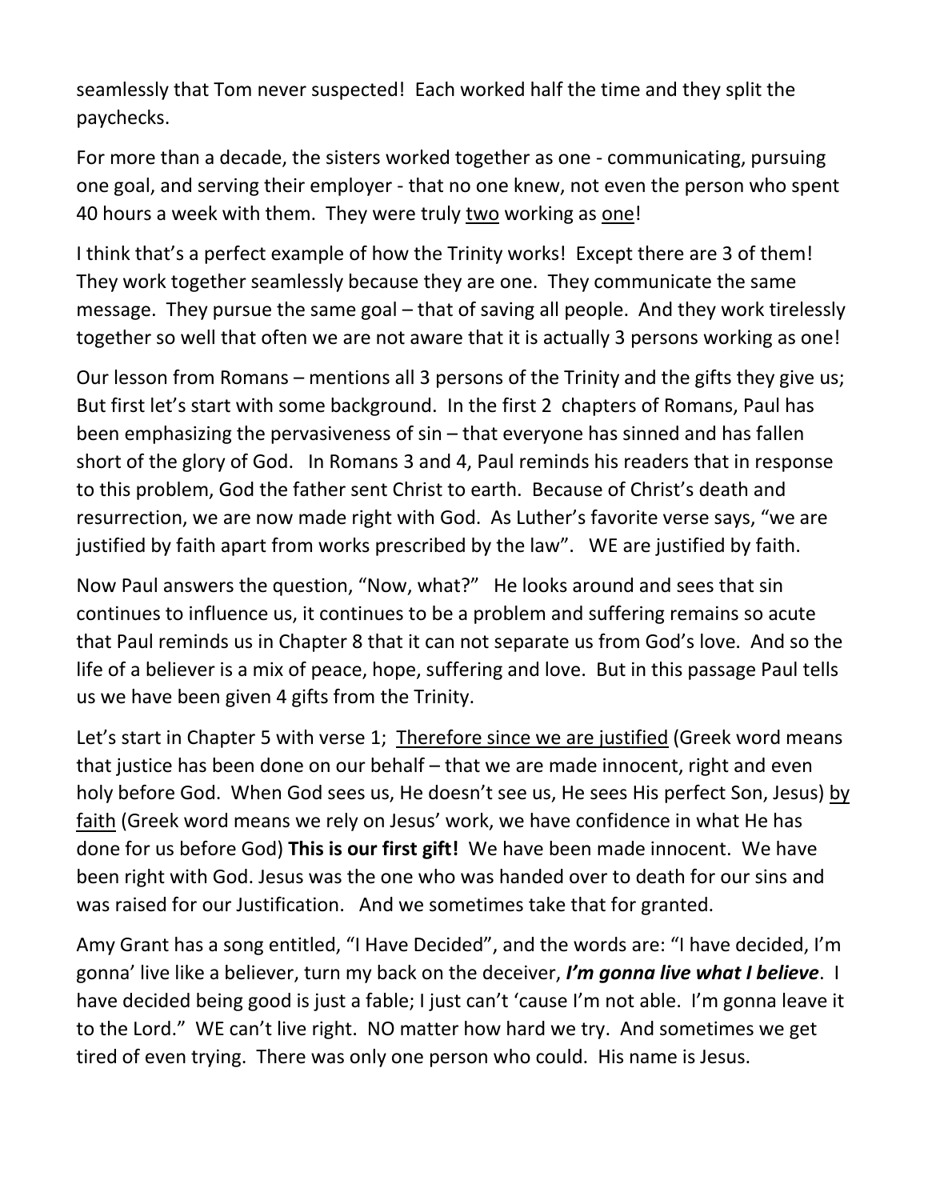seamlessly that Tom never suspected! Each worked half the time and they split the paychecks.

For more than a decade, the sisters worked together as one - communicating, pursuing one goal, and serving their employer - that no one knew, not even the person who spent 40 hours a week with them. They were truly <u>two</u> working as <u>one</u>!

I think that's a perfect example of how the Trinity works! Except there are 3 of them! They work together seamlessly because they are one. They communicate the same message. They pursue the same goal – that of saving all people. And they work tirelessly together so well that often we are not aware that it is actually 3 persons working as one!

Our lesson from Romans – mentions all 3 persons of the Trinity and the gifts they give us; But first let's start with some background. In the first 2 chapters of Romans, Paul has been emphasizing the pervasiveness of sin – that everyone has sinned and has fallen short of the glory of God. In Romans 3 and 4, Paul reminds his readers that in response to this problem, God the father sent Christ to earth. Because of Christ's death and resurrection, we are now made right with God. As Luther's favorite verse says, "we are justified by faith apart from works prescribed by the law". WE are justified by faith.

Now Paul answers the question, "Now, what?" He looks around and sees that sin continues to influence us, it continues to be a problem and suffering remains so acute that Paul reminds us in Chapter 8 that it can not separate us from God's love. And so the life of a believer is a mix of peace, hope, suffering and love. But in this passage Paul tells us we have been given 4 gifts from the Trinity.

Let's start in Chapter 5 with verse 1; <u>Therefore since we are justified</u> (Greek word means that justice has been done on our behalf – that we are made innocent, right and even holy before God. When God sees us, He doesn't see us, He sees His perfect Son, Jesus) <u>by faith</u> (Greek word means we rely on Jesus' work, we have confidence in what He has done for us before God) **This is our first gift!** We have been made innocent. We have been right with God. Jesus was the one who was handed over to death for our sins and was raised for our Justification. And we sometimes take that for granted.

Amy Grant has a song entitled, "I Have Decided", and the words are: "I have decided, I'm gonna' live like a believer, turn my back on the deceiver, ***I'm gonna live what I believe***. I have decided being good is just a fable; I just can't 'cause I'm not able. I'm gonna leave it to the Lord." WE can't live right. NO matter how hard we try. And sometimes we get tired of even trying. There was only one person who could. His name is Jesus.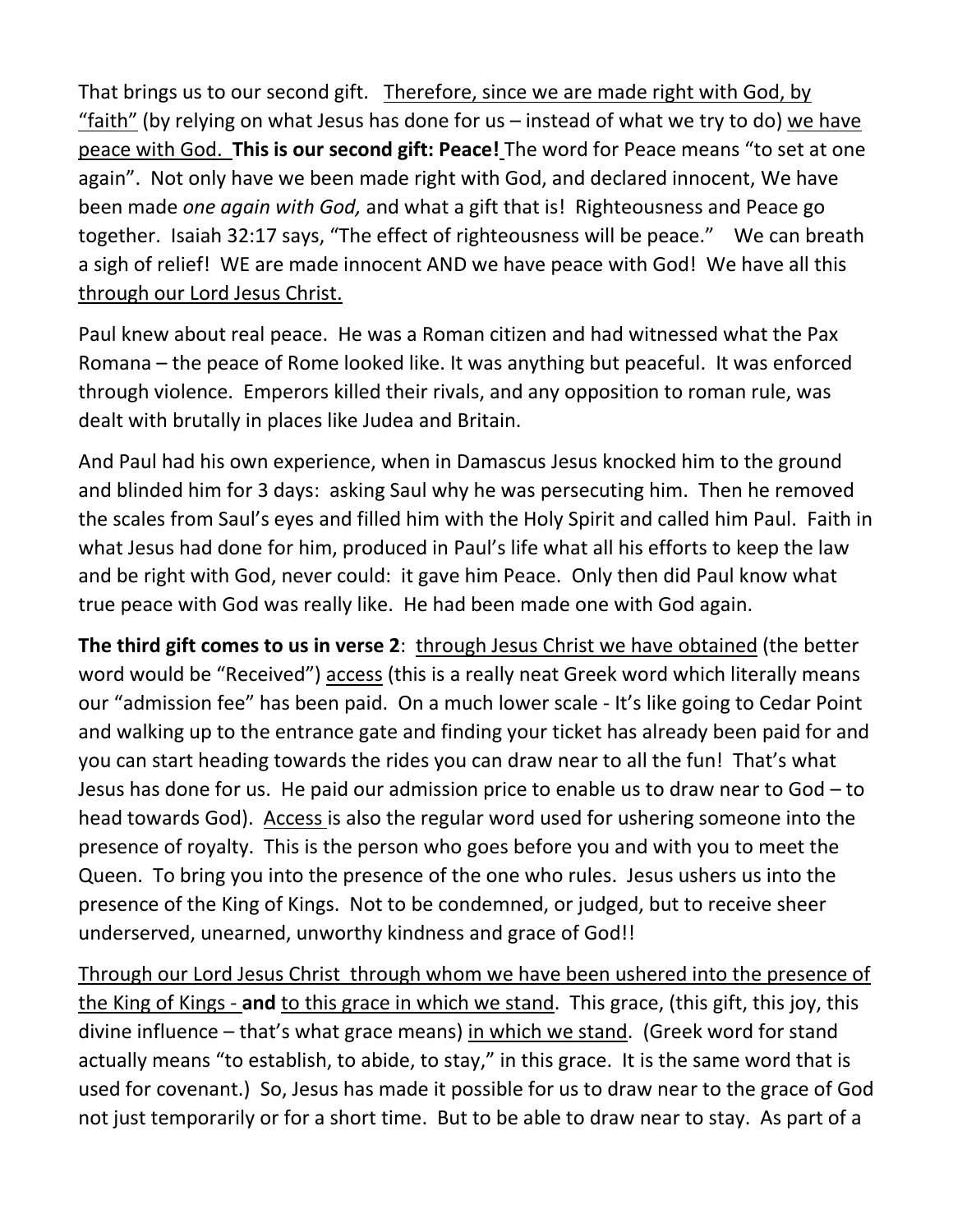That brings us to our second gift. <u>Therefore, since we are made right with God, by "faith"</u> (by relying on what Jesus has done for us – instead of what we try to do) <u>we have peace with God.</u> **This is our second gift: Peace!** The word for Peace means "to set at one again". Not only have we been made right with God, and declared innocent, We have been made *one again with God,* and what a gift that is! Righteousness and Peace go together. Isaiah 32:17 says, "The effect of righteousness will be peace." We can breath a sigh of relief! WE are made innocent AND we have peace with God! We have all this <u>through our Lord Jesus Christ.</u>

Paul knew about real peace. He was a Roman citizen and had witnessed what the Pax Romana – the peace of Rome looked like. It was anything but peaceful. It was enforced through violence. Emperors killed their rivals, and any opposition to roman rule, was dealt with brutally in places like Judea and Britain.

And Paul had his own experience, when in Damascus Jesus knocked him to the ground and blinded him for 3 days: asking Saul why he was persecuting him. Then he removed the scales from Saul's eyes and filled him with the Holy Spirit and called him Paul. Faith in what Jesus had done for him, produced in Paul's life what all his efforts to keep the law and be right with God, never could: it gave him Peace. Only then did Paul know what true peace with God was really like. He had been made one with God again.

**The third gift comes to us in verse 2**: <u>through Jesus Christ we have obtained</u> (the better word would be "Received") <u>access</u> (this is a really neat Greek word which literally means our "admission fee" has been paid. On a much lower scale - It's like going to Cedar Point and walking up to the entrance gate and finding your ticket has already been paid for and you can start heading towards the rides you can draw near to all the fun! That's what Jesus has done for us. He paid our admission price to enable us to draw near to God – to head towards God). <u>Access</u> is also the regular word used for ushering someone into the presence of royalty. This is the person who goes before you and with you to meet the Queen. To bring you into the presence of the one who rules. Jesus ushers us into the presence of the King of Kings. Not to be condemned, or judged, but to receive sheer underserved, unearned, unworthy kindness and grace of God!!

<u>Through our Lord Jesus Christ through whom we have been ushered into the presence of the King of Kings -</u> **and** <u>to this grace in which we stand</u>. This grace, (this gift, this joy, this divine influence – that's what grace means) <u>in which we stand</u>. (Greek word for stand actually means "to establish, to abide, to stay," in this grace. It is the same word that is used for covenant.) So, Jesus has made it possible for us to draw near to the grace of God not just temporarily or for a short time. But to be able to draw near to stay. As part of a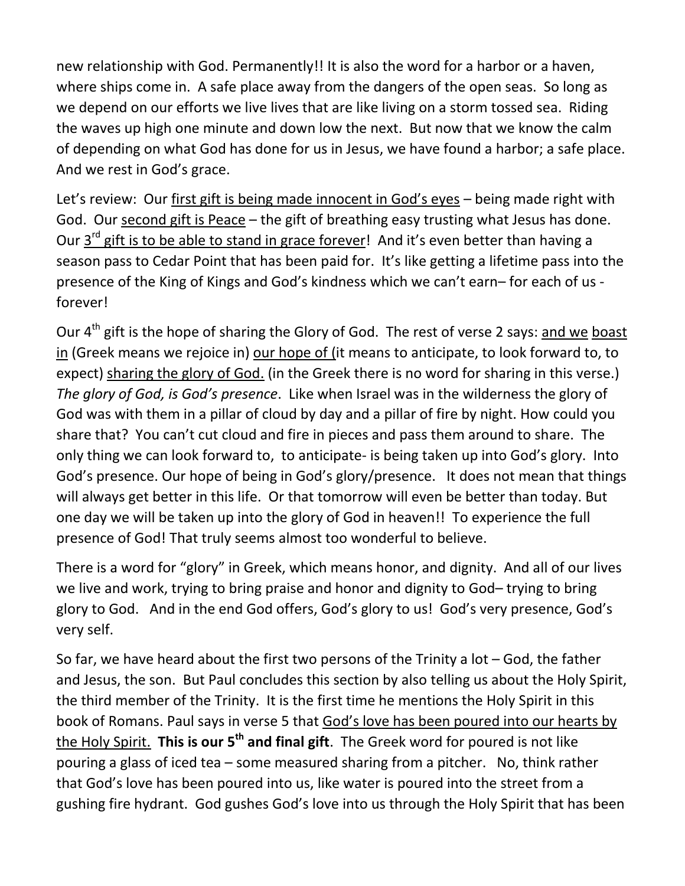new relationship with God. Permanently!! It is also the word for a harbor or a haven, where ships come in. A safe place away from the dangers of the open seas. So long as we depend on our efforts we live lives that are like living on a storm tossed sea. Riding the waves up high one minute and down low the next. But now that we know the calm of depending on what God has done for us in Jesus, we have found a harbor; a safe place. And we rest in God's grace.

Let's review: Our <u>first gift is being made innocent in God's eyes</u> – being made right with God. Our <u>second gift is Peace</u> – the gift of breathing easy trusting what Jesus has done. Our <u>3rd gift is to be able to stand in grace forever</u>! And it's even better than having a season pass to Cedar Point that has been paid for. It's like getting a lifetime pass into the presence of the King of Kings and God's kindness which we can't earn– for each of us - forever!

Our 4th gift is the hope of sharing the Glory of God. The rest of verse 2 says: <u>and we boast in</u> (Greek means we rejoice in) <u>our hope of (</u>it means to anticipate, to look forward to, to expect) <u>sharing the glory of God.</u> (in the Greek there is no word for sharing in this verse.) *The glory of God, is God's presence*. Like when Israel was in the wilderness the glory of God was with them in a pillar of cloud by day and a pillar of fire by night. How could you share that? You can't cut cloud and fire in pieces and pass them around to share. The only thing we can look forward to, to anticipate- is being taken up into God's glory. Into God's presence. Our hope of being in God's glory/presence. It does not mean that things will always get better in this life. Or that tomorrow will even be better than today. But one day we will be taken up into the glory of God in heaven!! To experience the full presence of God! That truly seems almost too wonderful to believe.

There is a word for "glory" in Greek, which means honor, and dignity. And all of our lives we live and work, trying to bring praise and honor and dignity to God– trying to bring glory to God. And in the end God offers, God's glory to us! God's very presence, God's very self.

So far, we have heard about the first two persons of the Trinity a lot – God, the father and Jesus, the son. But Paul concludes this section by also telling us about the Holy Spirit, the third member of the Trinity. It is the first time he mentions the Holy Spirit in this book of Romans. Paul says in verse 5 that <u>God's love has been poured into our hearts by the Holy Spirit.</u> **This is our 5th and final gift**. The Greek word for poured is not like pouring a glass of iced tea – some measured sharing from a pitcher. No, think rather that God's love has been poured into us, like water is poured into the street from a gushing fire hydrant. God gushes God's love into us through the Holy Spirit that has been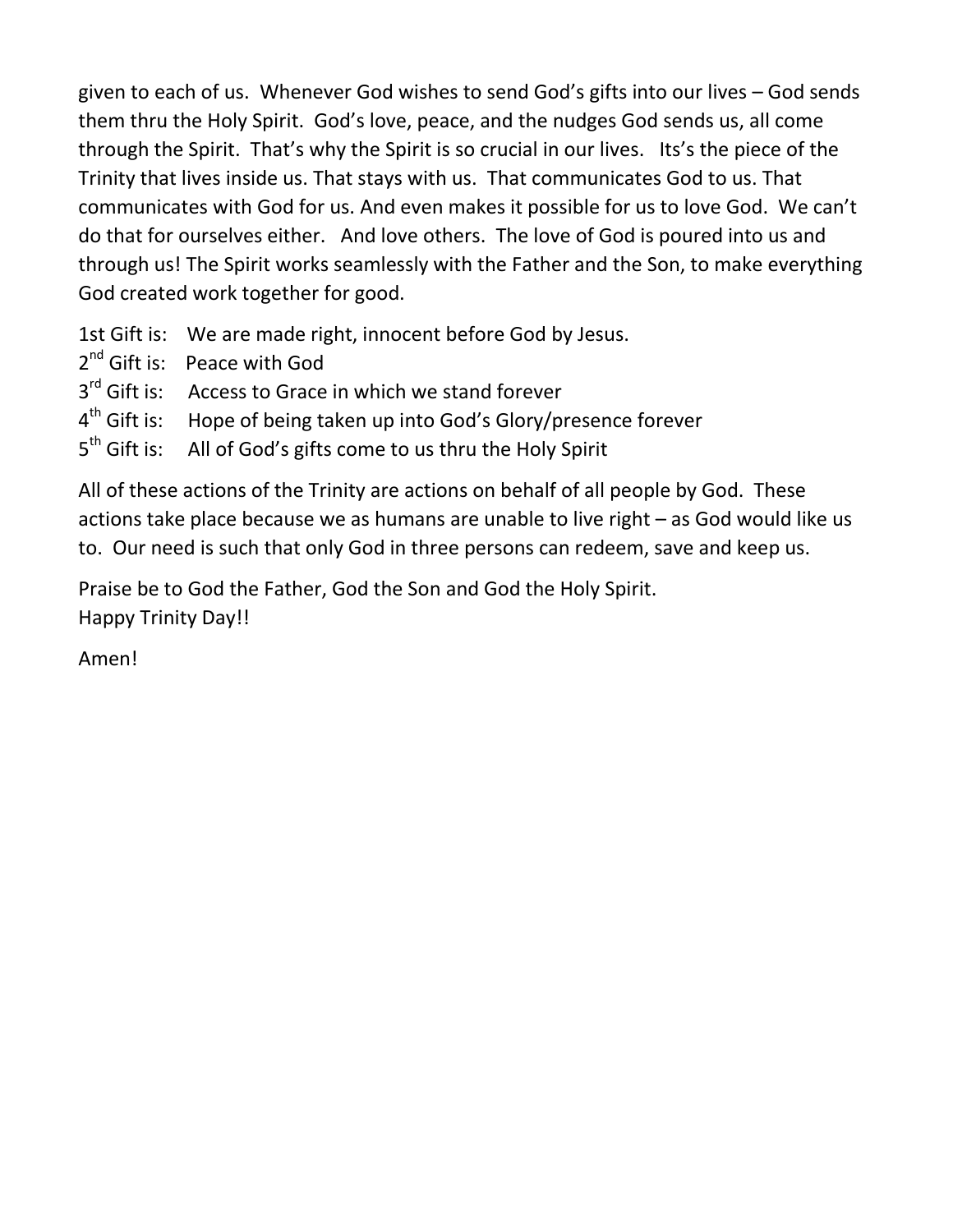given to each of us. Whenever God wishes to send God's gifts into our lives – God sends them thru the Holy Spirit. God's love, peace, and the nudges God sends us, all come through the Spirit. That's why the Spirit is so crucial in our lives. Its's the piece of the Trinity that lives inside us. That stays with us. That communicates God to us. That communicates with God for us. And even makes it possible for us to love God. We can't do that for ourselves either. And love others. The love of God is poured into us and through us! The Spirit works seamlessly with the Father and the Son, to make everything God created work together for good.

1st Gift is: We are made right, innocent before God by Jesus.
2nd Gift is: Peace with God
3rd Gift is: Access to Grace in which we stand forever
4th Gift is: Hope of being taken up into God's Glory/presence forever
5th Gift is: All of God's gifts come to us thru the Holy Spirit

All of these actions of the Trinity are actions on behalf of all people by God. These actions take place because we as humans are unable to live right – as God would like us to. Our need is such that only God in three persons can redeem, save and keep us.

Praise be to God the Father, God the Son and God the Holy Spirit.
Happy Trinity Day!!

Amen!